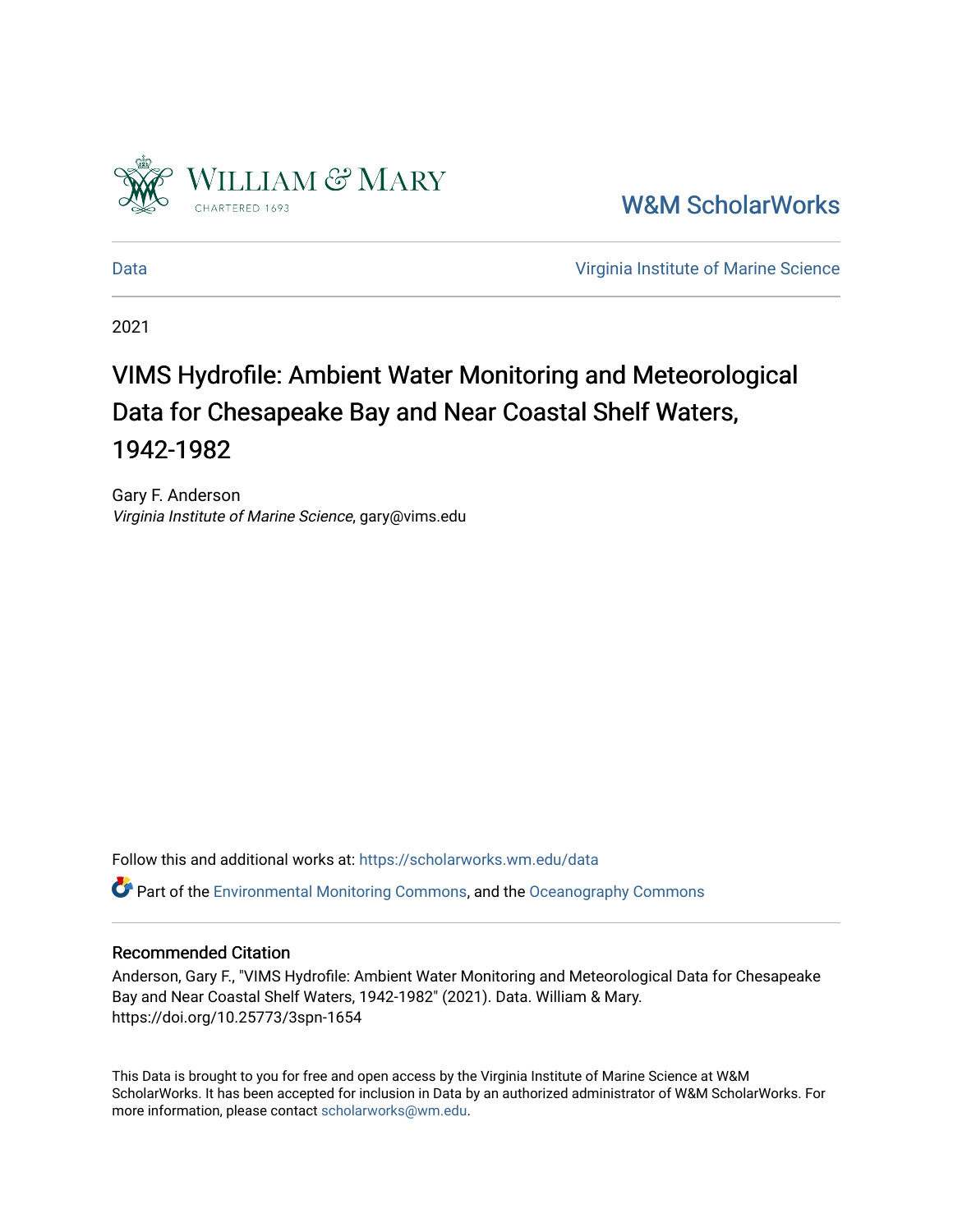William & Mary
CHARTERED 1693

W&M ScholarWorks

Data

Virginia Institute of Marine Science

2021

# VIMS Hydrofile: Ambient Water Monitoring and Meteorological Data for Chesapeake Bay and Near Coastal Shelf Waters, 1942-1982

Gary F. Anderson
*Virginia Institute of Marine Science*, gary@vims.edu

Follow this and additional works at: https://scholarworks.wm.edu/data

Part of the Environmental Monitoring Commons, and the Oceanography Commons

## Recommended Citation

Anderson, Gary F., "VIMS Hydrofile: Ambient Water Monitoring and Meteorological Data for Chesapeake Bay and Near Coastal Shelf Waters, 1942-1982" (2021). Data. William & Mary. https://doi.org/10.25773/3spn-1654

This Data is brought to you for free and open access by the Virginia Institute of Marine Science at W&M ScholarWorks. It has been accepted for inclusion in Data by an authorized administrator of W&M ScholarWorks. For more information, please contact scholarworks@wm.edu.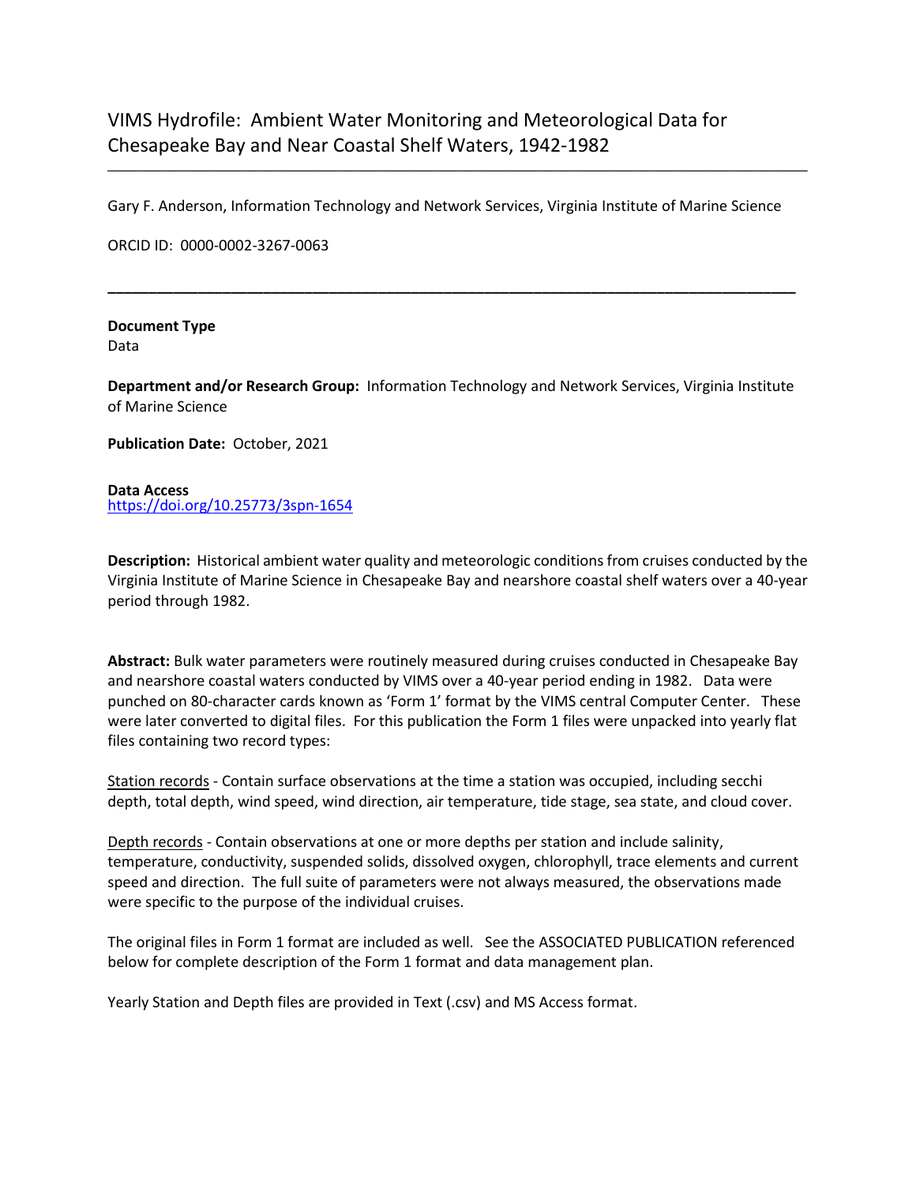# VIMS Hydrofile: Ambient Water Monitoring and Meteorological Data for Chesapeake Bay and Near Coastal Shelf Waters, 1942-1982

---

Gary F. Anderson, Information Technology and Network Services, Virginia Institute of Marine Science

ORCID ID: 0000-0002-3267-0063

---

**Document Type**
Data

**Department and/or Research Group:** Information Technology and Network Services, Virginia Institute of Marine Science

**Publication Date:** October, 2021

**Data Access**
https://doi.org/10.25773/3spn-1654

**Description:** Historical ambient water quality and meteorologic conditions from cruises conducted by the Virginia Institute of Marine Science in Chesapeake Bay and nearshore coastal shelf waters over a 40-year period through 1982.

**Abstract:** Bulk water parameters were routinely measured during cruises conducted in Chesapeake Bay and nearshore coastal waters conducted by VIMS over a 40-year period ending in 1982. Data were punched on 80-character cards known as 'Form 1' format by the VIMS central Computer Center. These were later converted to digital files. For this publication the Form 1 files were unpacked into yearly flat files containing two record types:

Station records - Contain surface observations at the time a station was occupied, including secchi depth, total depth, wind speed, wind direction, air temperature, tide stage, sea state, and cloud cover.

Depth records - Contain observations at one or more depths per station and include salinity, temperature, conductivity, suspended solids, dissolved oxygen, chlorophyll, trace elements and current speed and direction. The full suite of parameters were not always measured, the observations made were specific to the purpose of the individual cruises.

The original files in Form 1 format are included as well. See the ASSOCIATED PUBLICATION referenced below for complete description of the Form 1 format and data management plan.

Yearly Station and Depth files are provided in Text (.csv) and MS Access format.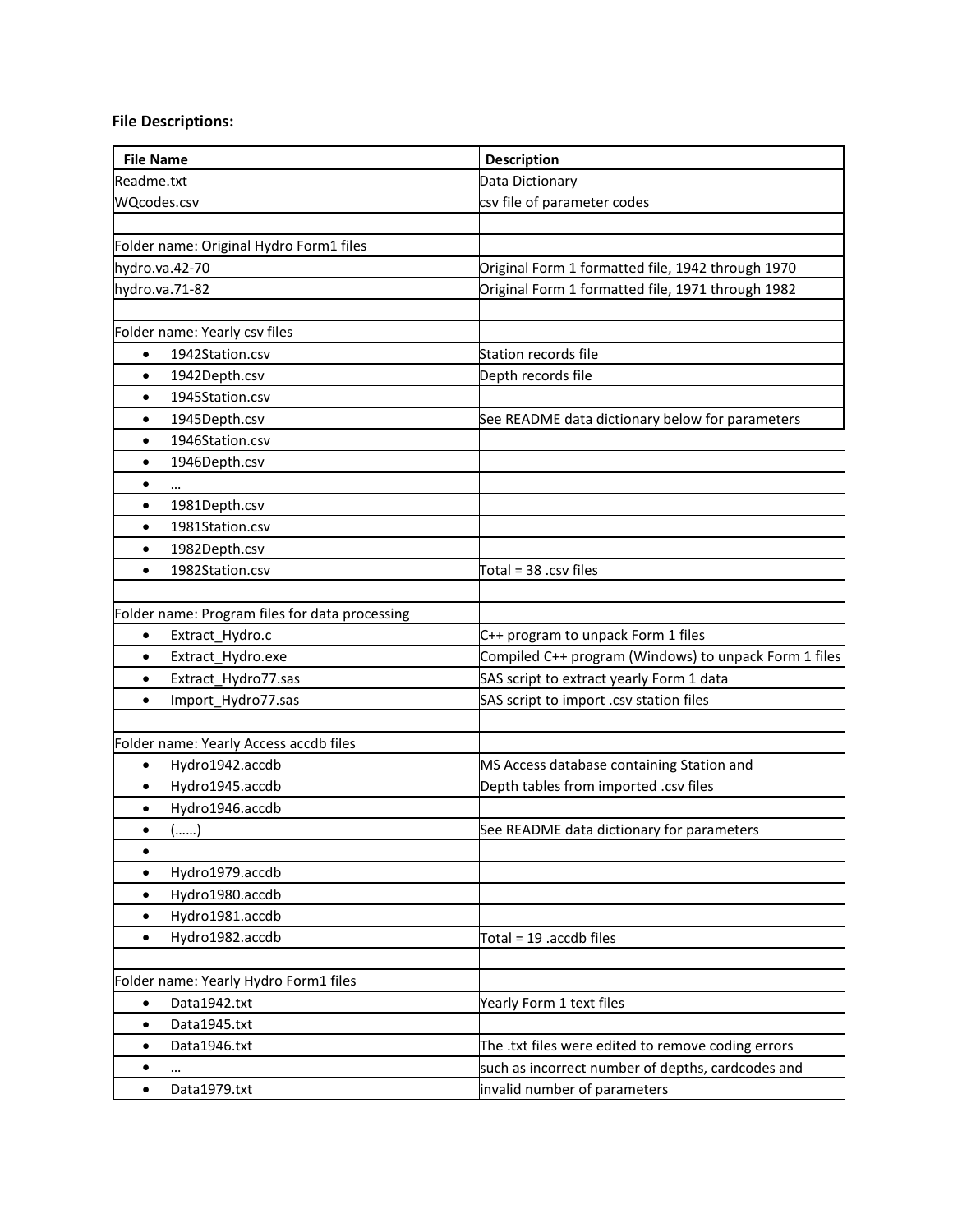**File Descriptions:**

| File Name | Description |
|---|---|
| Readme.txt | Data Dictionary |
| WQcodes.csv | csv file of parameter codes |
| | |
| Folder name: Original Hydro Form1 files | |
| hydro.va.42-70 | Original Form 1 formatted file, 1942 through 1970 |
| hydro.va.71-82 | Original Form 1 formatted file, 1971 through 1982 |
| | |
| Folder name: Yearly csv files | |
| • 1942Station.csv | Station records file |
| • 1942Depth.csv | Depth records file |
| • 1945Station.csv | |
| • 1945Depth.csv | See README data dictionary below for parameters |
| • 1946Station.csv | |
| • 1946Depth.csv | |
| • … | |
| • 1981Depth.csv | |
| • 1981Station.csv | |
| • 1982Depth.csv | |
| • 1982Station.csv | Total = 38 .csv files |
| | |
| Folder name: Program files for data processing | |
| • Extract_Hydro.c | C++ program to unpack Form 1 files |
| • Extract_Hydro.exe | Compiled C++ program (Windows) to unpack Form 1 files |
| • Extract_Hydro77.sas | SAS script to extract yearly Form 1 data |
| • Import_Hydro77.sas | SAS script to import .csv station files |
| | |
| Folder name: Yearly Access accdb files | |
| • Hydro1942.accdb | MS Access database containing Station and |
| • Hydro1945.accdb | Depth tables from imported .csv files |
| • Hydro1946.accdb | |
| • (……) | See README data dictionary for parameters |
| • | |
| • Hydro1979.accdb | |
| • Hydro1980.accdb | |
| • Hydro1981.accdb | |
| • Hydro1982.accdb | Total = 19 .accdb files |
| | |
| Folder name: Yearly Hydro Form1 files | |
| • Data1942.txt | Yearly Form 1 text files |
| • Data1945.txt | |
| • Data1946.txt | The .txt files were edited to remove coding errors |
| • … | such as incorrect number of depths, cardcodes and |
| • Data1979.txt | invalid number of parameters |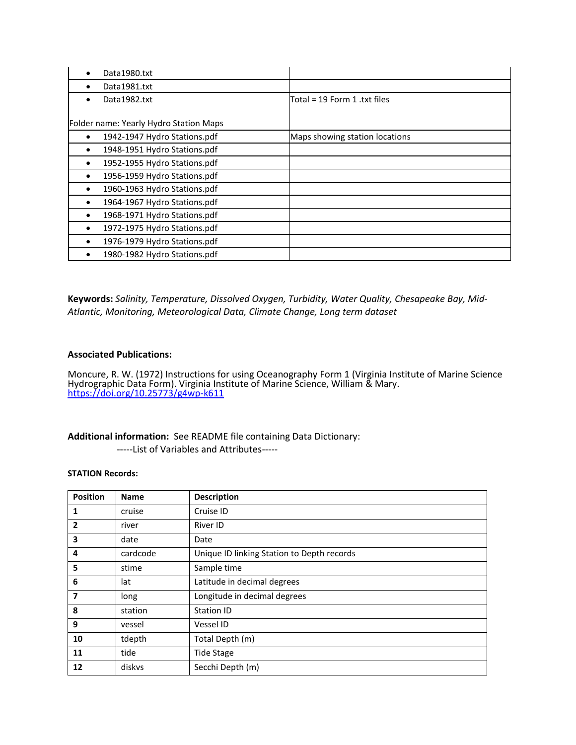| | |
|---|---|
| • Data1980.txt | |
| • Data1981.txt | |
| • Data1982.txt<br><br>Folder name: Yearly Hydro Station Maps | Total = 19 Form 1 .txt files |
| • 1942-1947 Hydro Stations.pdf | Maps showing station locations |
| • 1948-1951 Hydro Stations.pdf | |
| • 1952-1955 Hydro Stations.pdf | |
| • 1956-1959 Hydro Stations.pdf | |
| • 1960-1963 Hydro Stations.pdf | |
| • 1964-1967 Hydro Stations.pdf | |
| • 1968-1971 Hydro Stations.pdf | |
| • 1972-1975 Hydro Stations.pdf | |
| • 1976-1979 Hydro Stations.pdf | |
| • 1980-1982 Hydro Stations.pdf | |

**Keywords:** *Salinity, Temperature, Dissolved Oxygen, Turbidity, Water Quality, Chesapeake Bay, Mid-Atlantic, Monitoring, Meteorological Data, Climate Change, Long term dataset*

**Associated Publications:**

Moncure, R. W. (1972) Instructions for using Oceanography Form 1 (Virginia Institute of Marine Science Hydrographic Data Form). Virginia Institute of Marine Science, William & Mary. https://doi.org/10.25773/g4wp-k611

**Additional information:** See README file containing Data Dictionary:

-----List of Variables and Attributes-----

**STATION Records:**

| Position | Name | Description |
|---|---|---|
| **1** | cruise | Cruise ID |
| **2** | river | River ID |
| **3** | date | Date |
| **4** | cardcode | Unique ID linking Station to Depth records |
| **5** | stime | Sample time |
| **6** | lat | Latitude in decimal degrees |
| **7** | long | Longitude in decimal degrees |
| **8** | station | Station ID |
| **9** | vessel | Vessel ID |
| **10** | tdepth | Total Depth (m) |
| **11** | tide | Tide Stage |
| **12** | diskvs | Secchi Depth (m) |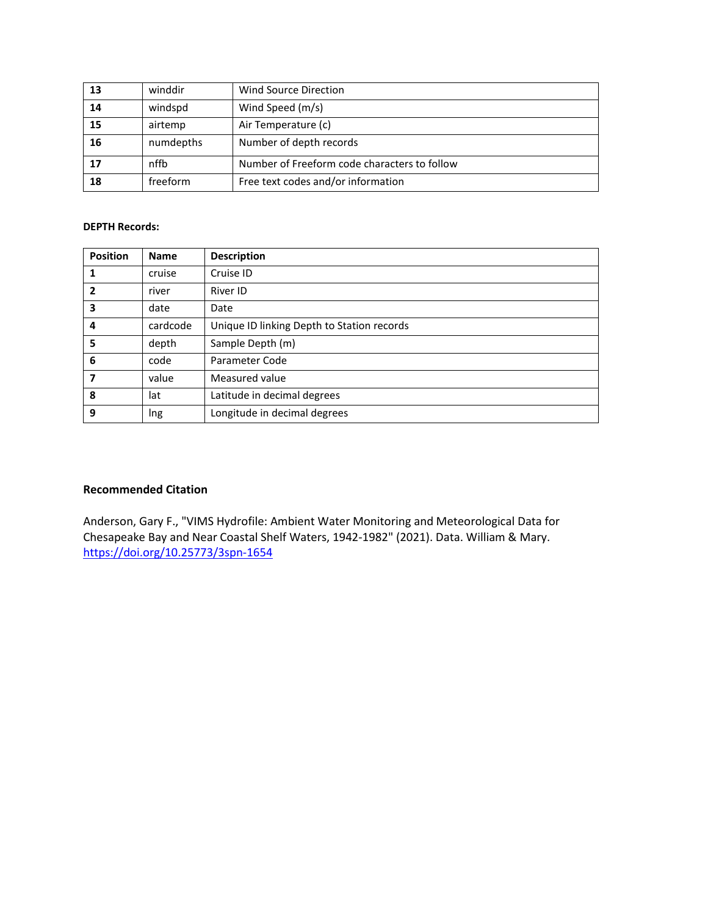| | | |
|---|---|---|
| **13** | winddir | Wind Source Direction |
| **14** | windspd | Wind Speed (m/s) |
| **15** | airtemp | Air Temperature (c) |
| **16** | numdepths | Number of depth records |
| **17** | nffb | Number of Freeform code characters to follow |
| **18** | freeform | Free text codes and/or information |

**DEPTH Records:**

| Position | Name | Description |
|---|---|---|
| **1** | cruise | Cruise ID |
| **2** | river | River ID |
| **3** | date | Date |
| **4** | cardcode | Unique ID linking Depth to Station records |
| **5** | depth | Sample Depth (m) |
| **6** | code | Parameter Code |
| **7** | value | Measured value |
| **8** | lat | Latitude in decimal degrees |
| **9** | lng | Longitude in decimal degrees |

**Recommended Citation**

Anderson, Gary F., "VIMS Hydrofile: Ambient Water Monitoring and Meteorological Data for Chesapeake Bay and Near Coastal Shelf Waters, 1942-1982" (2021). Data. William & Mary. https://doi.org/10.25773/3spn-1654